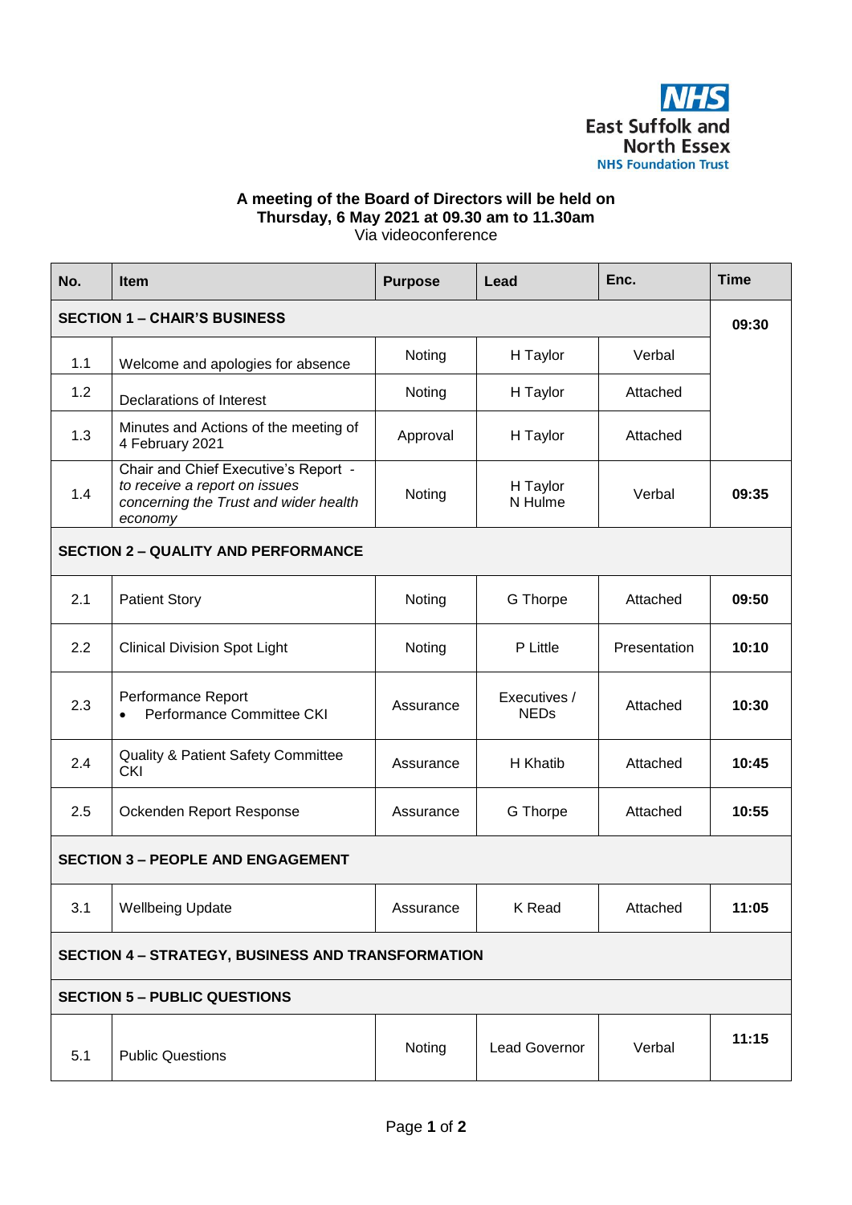NHS
East Suffolk and North Essex
NHS Foundation Trust

**A meeting of the Board of Directors will be held on**
**Thursday, 6 May 2021 at 09.30 am to 11.30am**
Via videoconference

| No. | Item | Purpose | Lead | Enc. | Time |
|---|---|---|---|---|---|
| **SECTION 1 – CHAIR'S BUSINESS** | | | | | **09:30** |
| 1.1 | Welcome and apologies for absence | Noting | H Taylor | Verbal | |
| 1.2 | Declarations of Interest | Noting | H Taylor | Attached | |
| 1.3 | Minutes and Actions of the meeting of 4 February 2021 | Approval | H Taylor | Attached | |
| 1.4 | Chair and Chief Executive's Report - *to receive a report on issues concerning the Trust and wider health economy* | Noting | H Taylor<br>N Hulme | Verbal | **09:35** |
| **SECTION 2 – QUALITY AND PERFORMANCE** | | | | | |
| 2.1 | Patient Story | Noting | G Thorpe | Attached | **09:50** |
| 2.2 | Clinical Division Spot Light | Noting | P Little | Presentation | **10:10** |
| 2.3 | Performance Report<br>• Performance Committee CKI | Assurance | Executives / NEDs | Attached | **10:30** |
| 2.4 | Quality & Patient Safety Committee CKI | Assurance | H Khatib | Attached | **10:45** |
| 2.5 | Ockenden Report Response | Assurance | G Thorpe | Attached | **10:55** |
| **SECTION 3 – PEOPLE AND ENGAGEMENT** | | | | | |
| 3.1 | Wellbeing Update | Assurance | K Read | Attached | **11:05** |
| **SECTION 4 – STRATEGY, BUSINESS AND TRANSFORMATION** | | | | | |
| **SECTION 5 – PUBLIC QUESTIONS** | | | | | |
| 5.1 | Public Questions | Noting | Lead Governor | Verbal | **11:15** |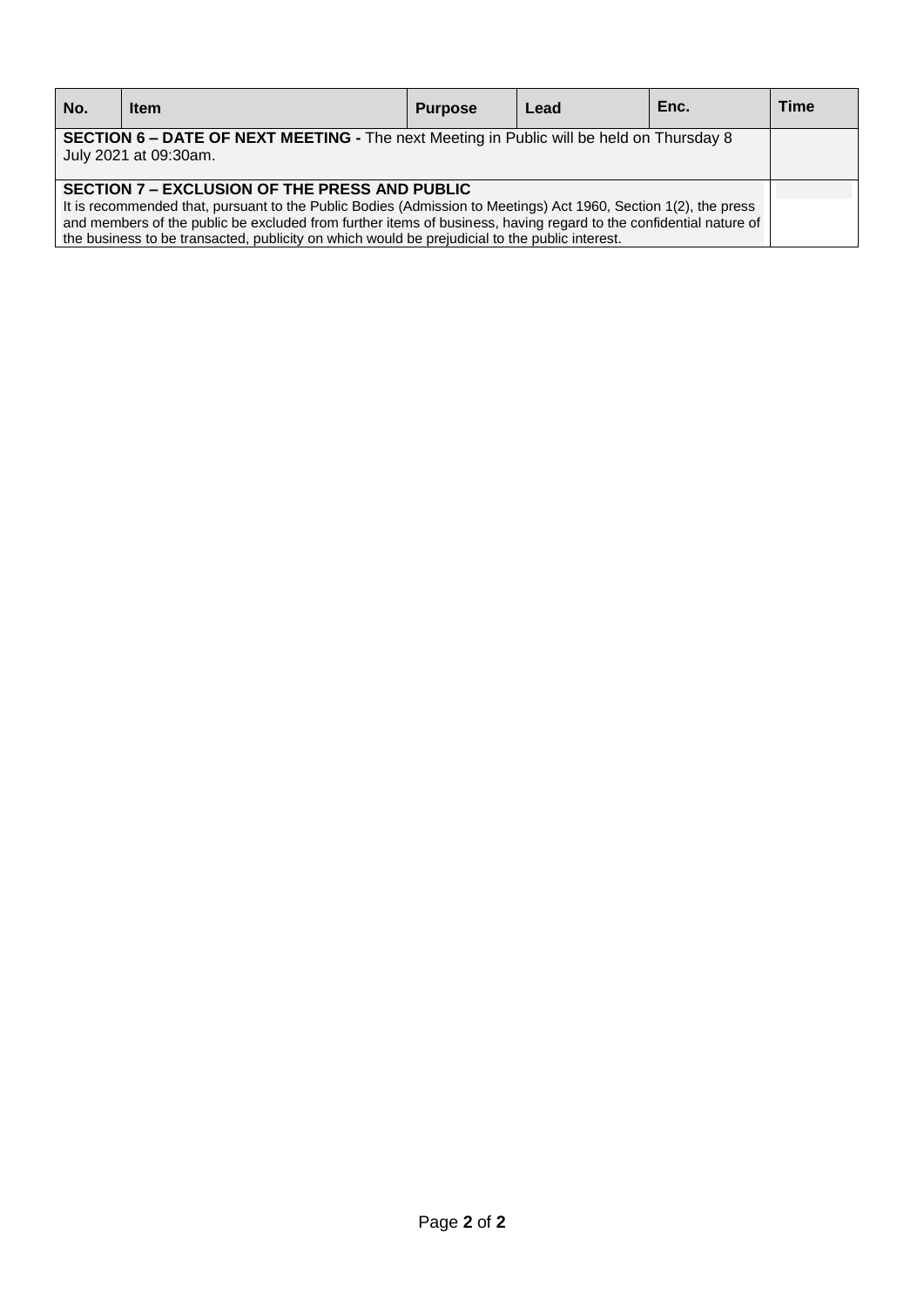| No. | Item | Purpose | Lead | Enc. | Time |
|---|---|---|---|---|---|
| **SECTION 6 – DATE OF NEXT MEETING -** The next Meeting in Public will be held on Thursday 8 July 2021 at 09:30am. | | | | | |
| **SECTION 7 – EXCLUSION OF THE PRESS AND PUBLIC** It is recommended that, pursuant to the Public Bodies (Admission to Meetings) Act 1960, Section 1(2), the press and members of the public be excluded from further items of business, having regard to the confidential nature of the business to be transacted, publicity on which would be prejudicial to the public interest. | | | | | |